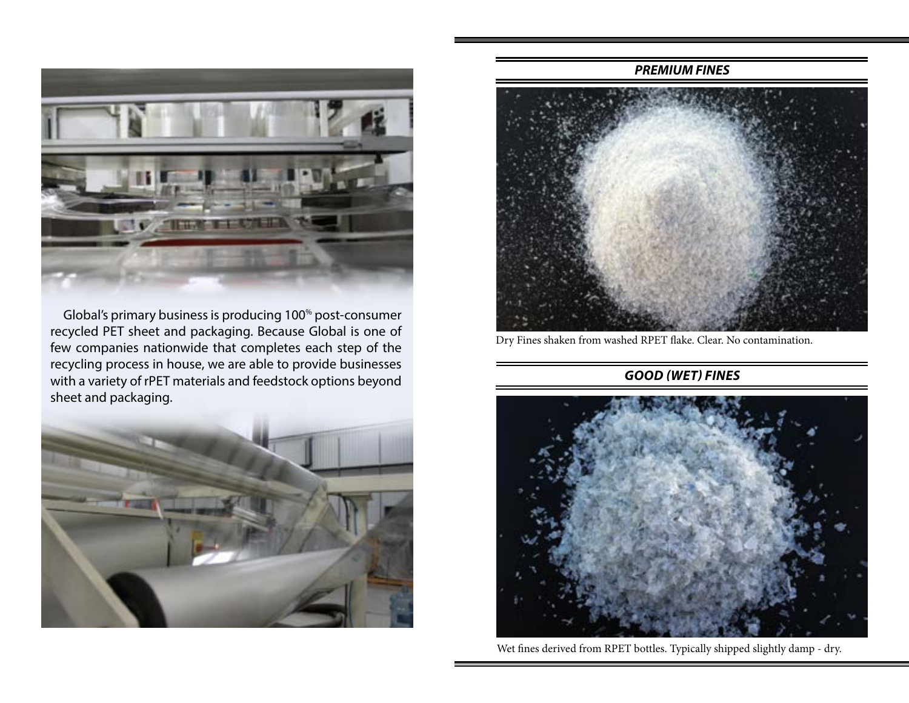Global's primary business is producing 100% post-consumer recycled PET sheet and packaging. Because Global is one of few companies nationwide that completes each step of the recycling process in house, we are able to provide businesses with a variety of rPET materials and feedstock options beyond sheet and packaging.

## *PREMIUM FINES*

Dry Fines shaken from washed RPET flake. Clear. No contamination.

## *GOOD (WET) FINES*

Wet fines derived from RPET bottles. Typically shipped slightly damp - dry.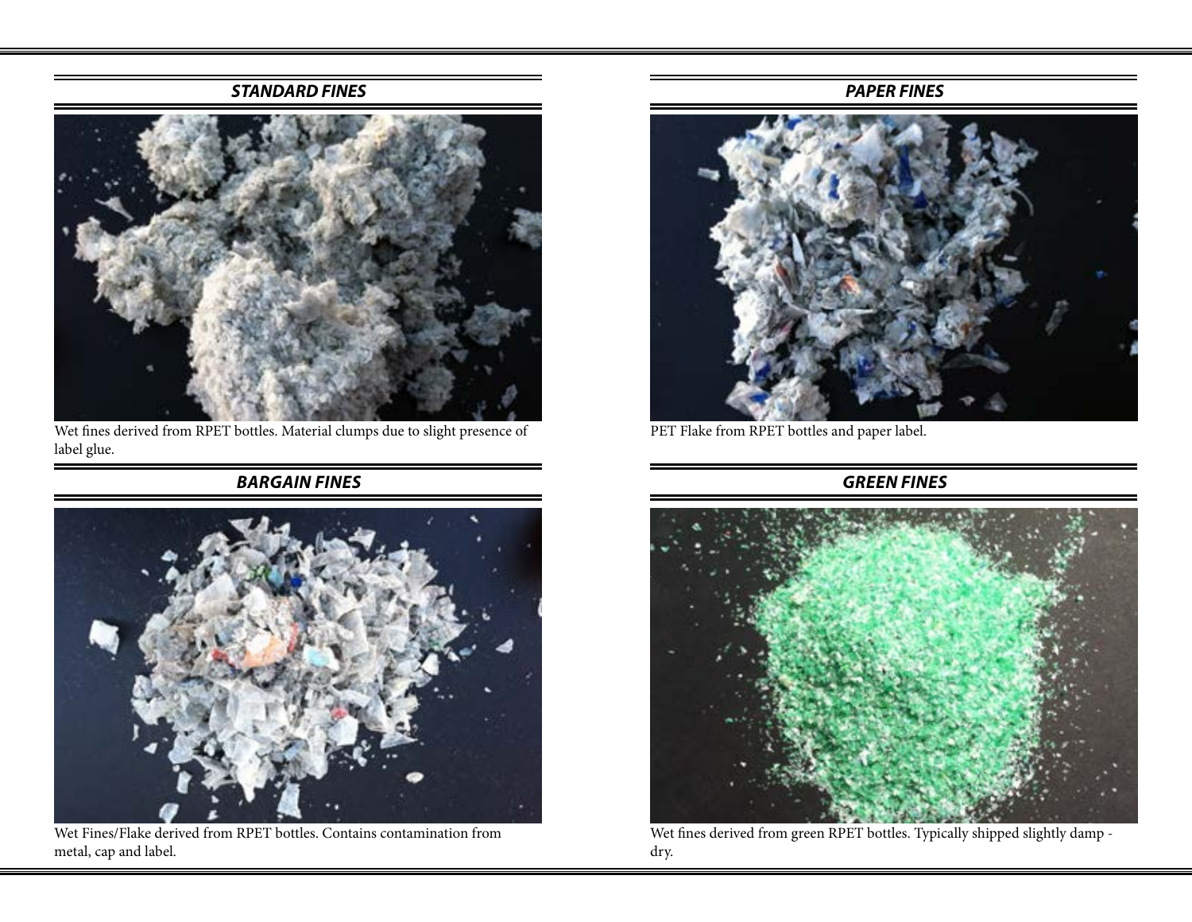## STANDARD FINES

Wet fines derived from RPET bottles. Material clumps due to slight presence of label glue.

## PAPER FINES

PET Flake from RPET bottles and paper label.

## BARGAIN FINES

Wet Fines/Flake derived from RPET bottles. Contains contamination from metal, cap and label.

## GREEN FINES

Wet fines derived from green RPET bottles. Typically shipped slightly damp - dry.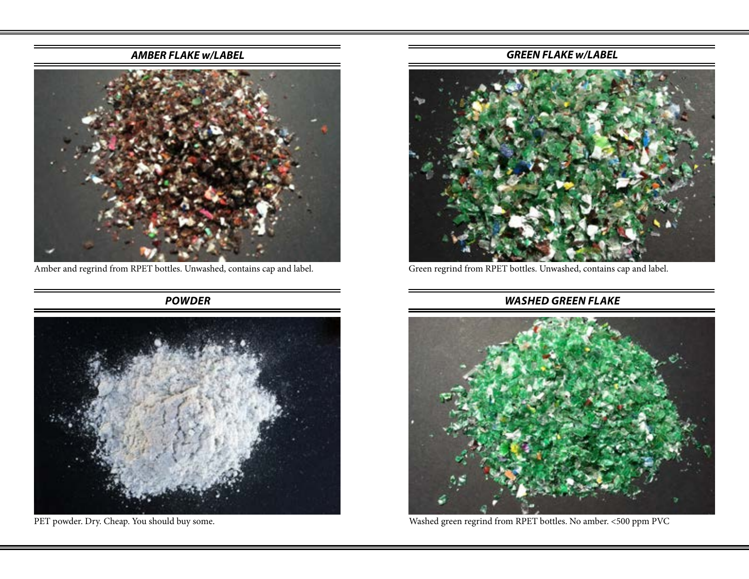## *AMBER FLAKE w/LABEL*

Amber and regrind from RPET bottles. Unwashed, contains cap and label.

## *POWDER*

PET powder. Dry. Cheap. You should buy some.

## *GREEN FLAKE w/LABEL*

Green regrind from RPET bottles. Unwashed, contains cap and label.

## *WASHED GREEN FLAKE*

Washed green regrind from RPET bottles. No amber. <500 ppm PVC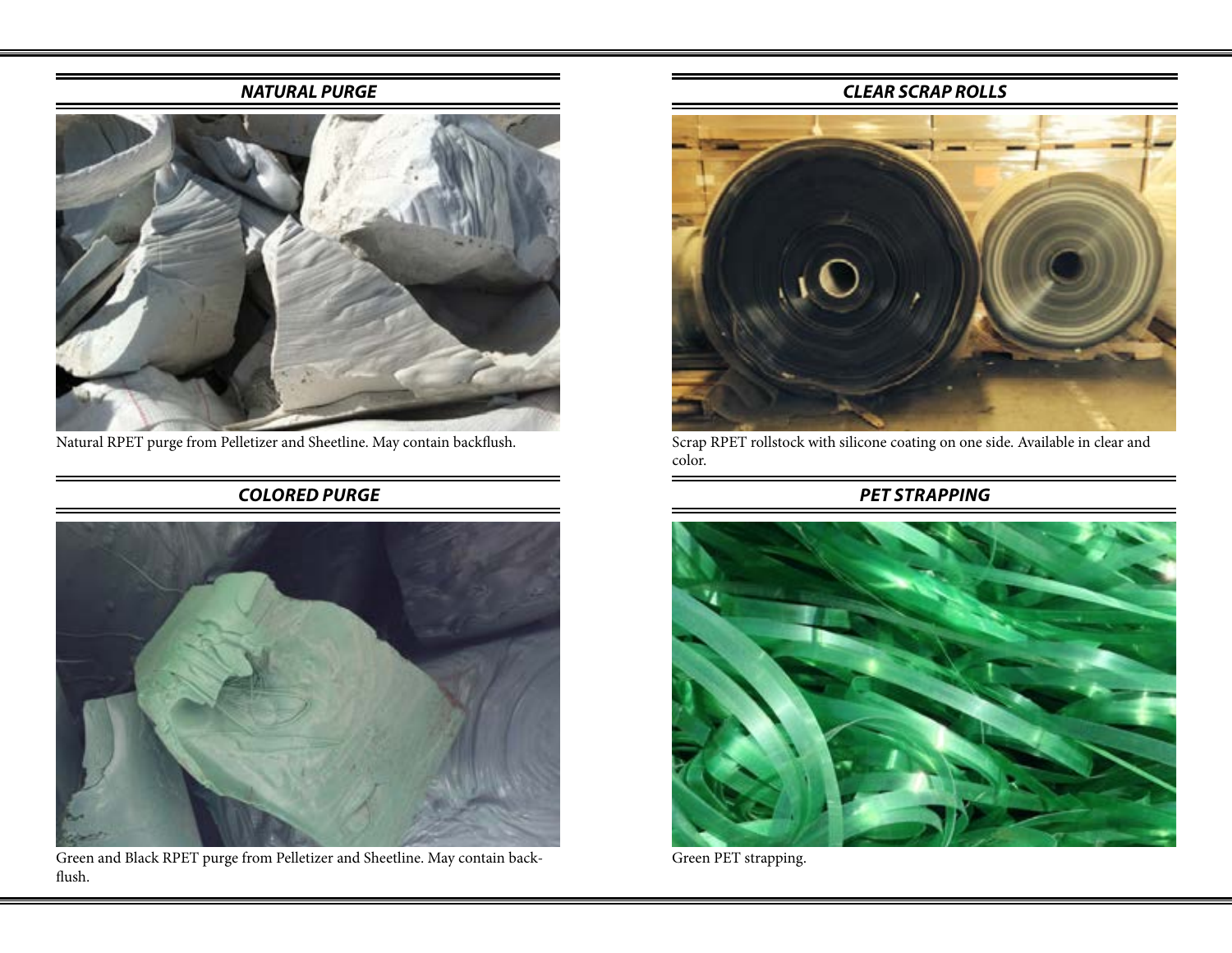## NATURAL PURGE

Natural RPET purge from Pelletizer and Sheetline. May contain backflush.

## COLORED PURGE

Green and Black RPET purge from Pelletizer and Sheetline. May contain back-flush.

## CLEAR SCRAP ROLLS

Scrap RPET rollstock with silicone coating on one side. Available in clear and color.

## PET STRAPPING

Green PET strapping.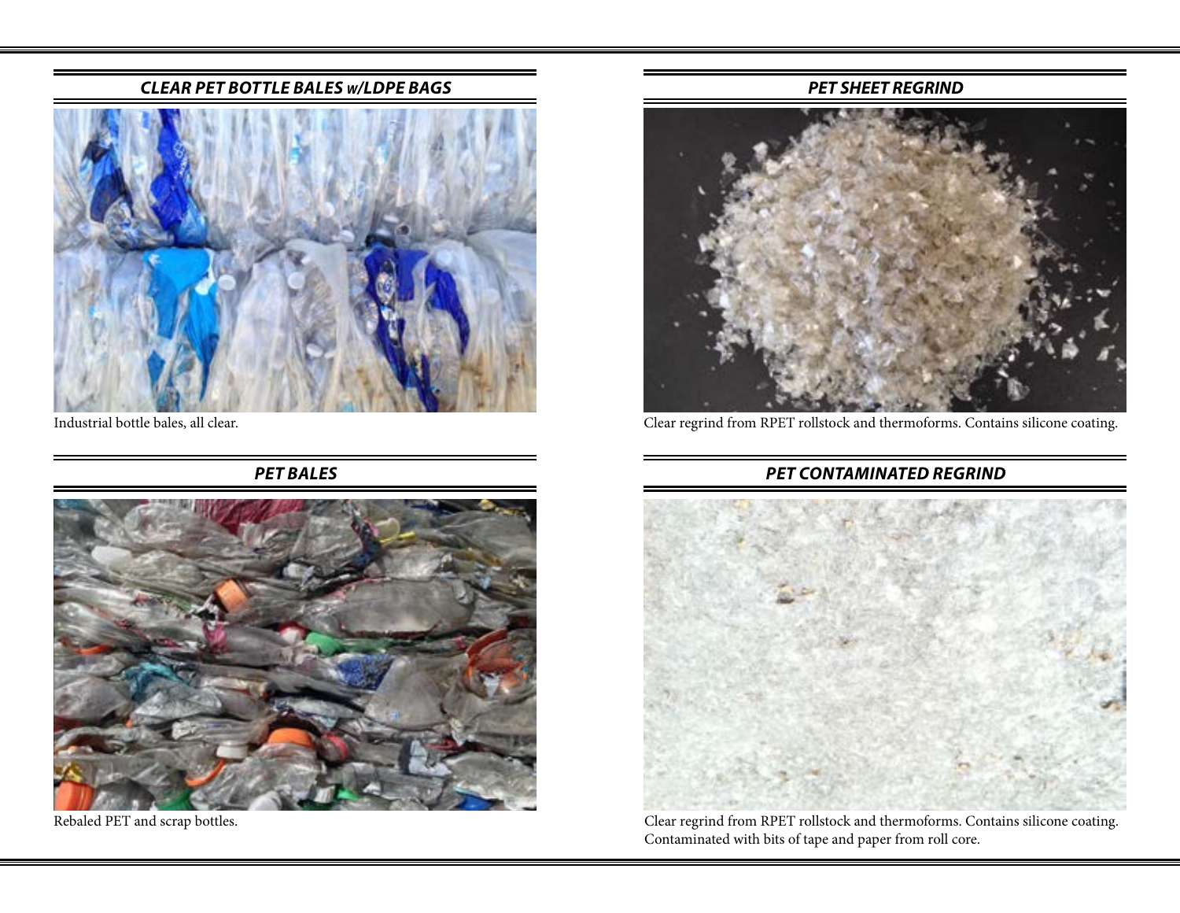## *CLEAR PET BOTTLE BALES w/LDPE BAGS*

Industrial bottle bales, all clear.

## *PET BALES*

Rebaled PET and scrap bottles.

## *PET SHEET REGRIND*

Clear regrind from RPET rollstock and thermoforms. Contains silicone coating.

## *PET CONTAMINATED REGRIND*

Clear regrind from RPET rollstock and thermoforms. Contains silicone coating. Contaminated with bits of tape and paper from roll core.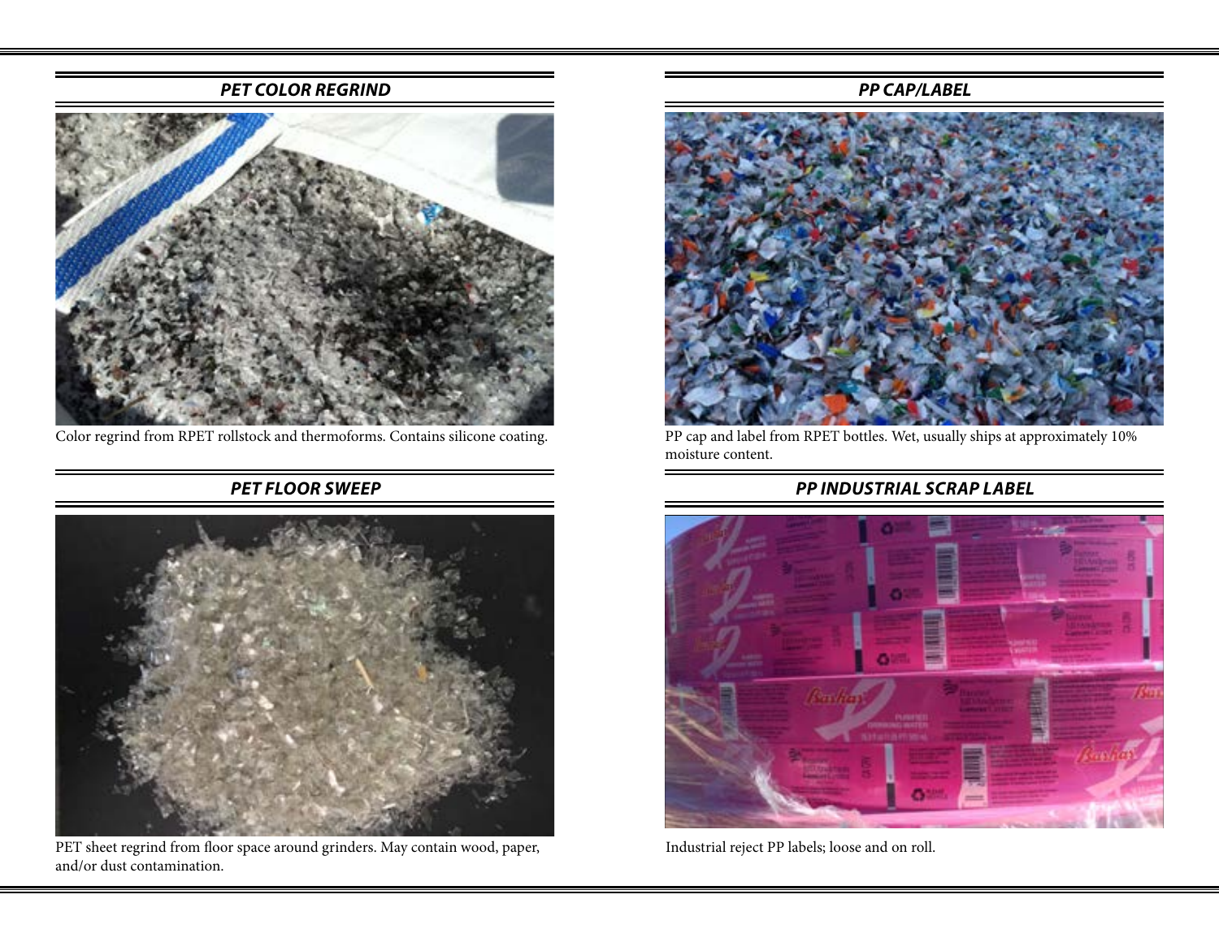## PET COLOR REGRIND

Color regrind from RPET rollstock and thermoforms. Contains silicone coating.

## PET FLOOR SWEEP

PET sheet regrind from floor space around grinders. May contain wood, paper, and/or dust contamination.

## PP CAP/LABEL

PP cap and label from RPET bottles. Wet, usually ships at approximately 10% moisture content.

## PP INDUSTRIAL SCRAP LABEL

Industrial reject PP labels; loose and on roll.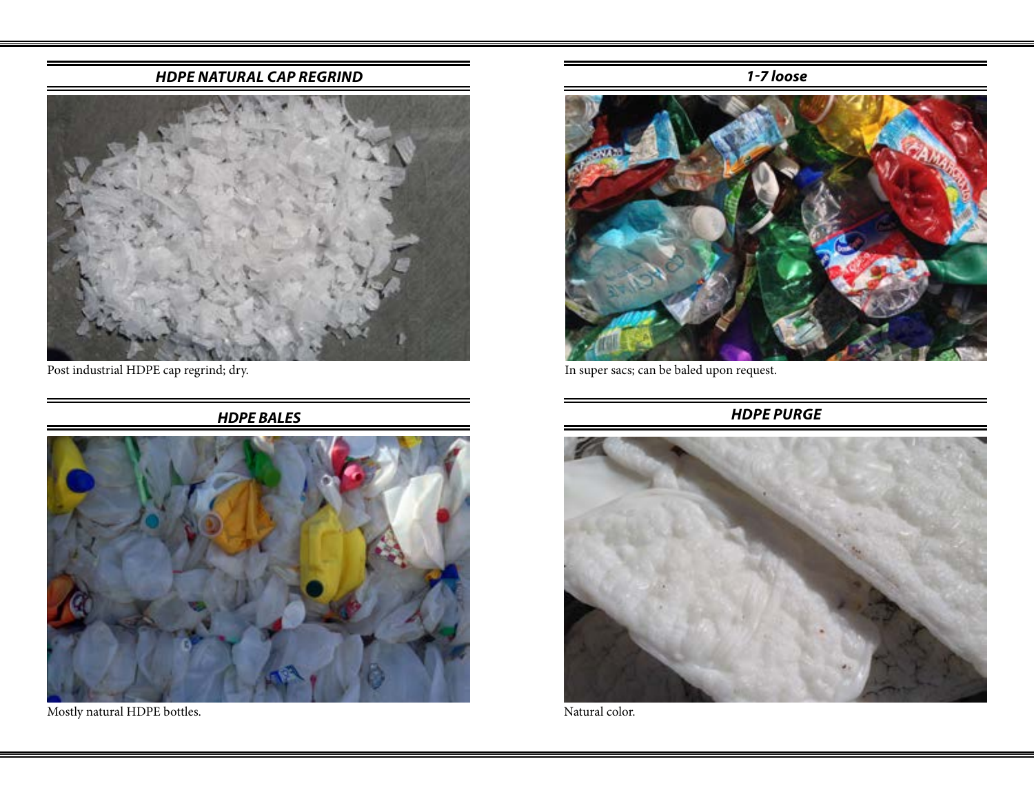## HDPE NATURAL CAP REGRIND

Post industrial HDPE cap regrind; dry.

## HDPE BALES

Mostly natural HDPE bottles.

## 1-7 loose

In super sacs; can be baled upon request.

## HDPE PURGE

Natural color.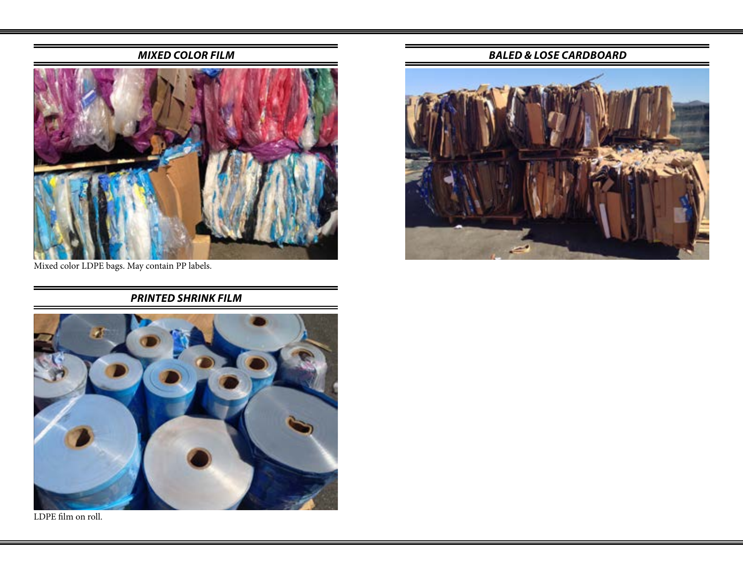## MIXED COLOR FILM

Mixed color LDPE bags. May contain PP labels.

## PRINTED SHRINK FILM

LDPE film on roll.

## BALED & LOSE CARDBOARD